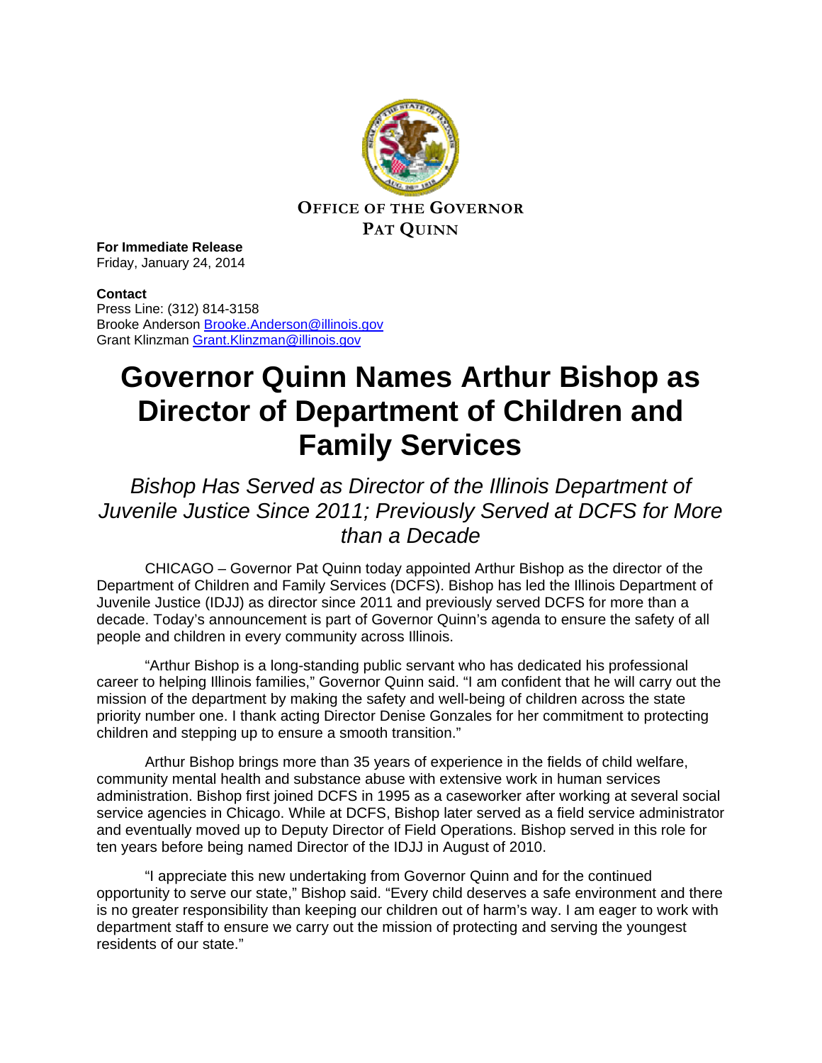**OFFICE OF THE GOVERNOR**
**PAT QUINN**

**For Immediate Release**
Friday, January 24, 2014

**Contact**
Press Line: (312) 814-3158
Brooke Anderson Brooke.Anderson@illinois.gov
Grant Klinzman Grant.Klinzman@illinois.gov

# Governor Quinn Names Arthur Bishop as Director of Department of Children and Family Services

*Bishop Has Served as Director of the Illinois Department of Juvenile Justice Since 2011; Previously Served at DCFS for More than a Decade*

CHICAGO – Governor Pat Quinn today appointed Arthur Bishop as the director of the Department of Children and Family Services (DCFS). Bishop has led the Illinois Department of Juvenile Justice (IDJJ) as director since 2011 and previously served DCFS for more than a decade. Today's announcement is part of Governor Quinn's agenda to ensure the safety of all people and children in every community across Illinois.

"Arthur Bishop is a long-standing public servant who has dedicated his professional career to helping Illinois families," Governor Quinn said. "I am confident that he will carry out the mission of the department by making the safety and well-being of children across the state priority number one. I thank acting Director Denise Gonzales for her commitment to protecting children and stepping up to ensure a smooth transition."

Arthur Bishop brings more than 35 years of experience in the fields of child welfare, community mental health and substance abuse with extensive work in human services administration. Bishop first joined DCFS in 1995 as a caseworker after working at several social service agencies in Chicago. While at DCFS, Bishop later served as a field service administrator and eventually moved up to Deputy Director of Field Operations. Bishop served in this role for ten years before being named Director of the IDJJ in August of 2010.

"I appreciate this new undertaking from Governor Quinn and for the continued opportunity to serve our state," Bishop said. "Every child deserves a safe environment and there is no greater responsibility than keeping our children out of harm's way. I am eager to work with department staff to ensure we carry out the mission of protecting and serving the youngest residents of our state."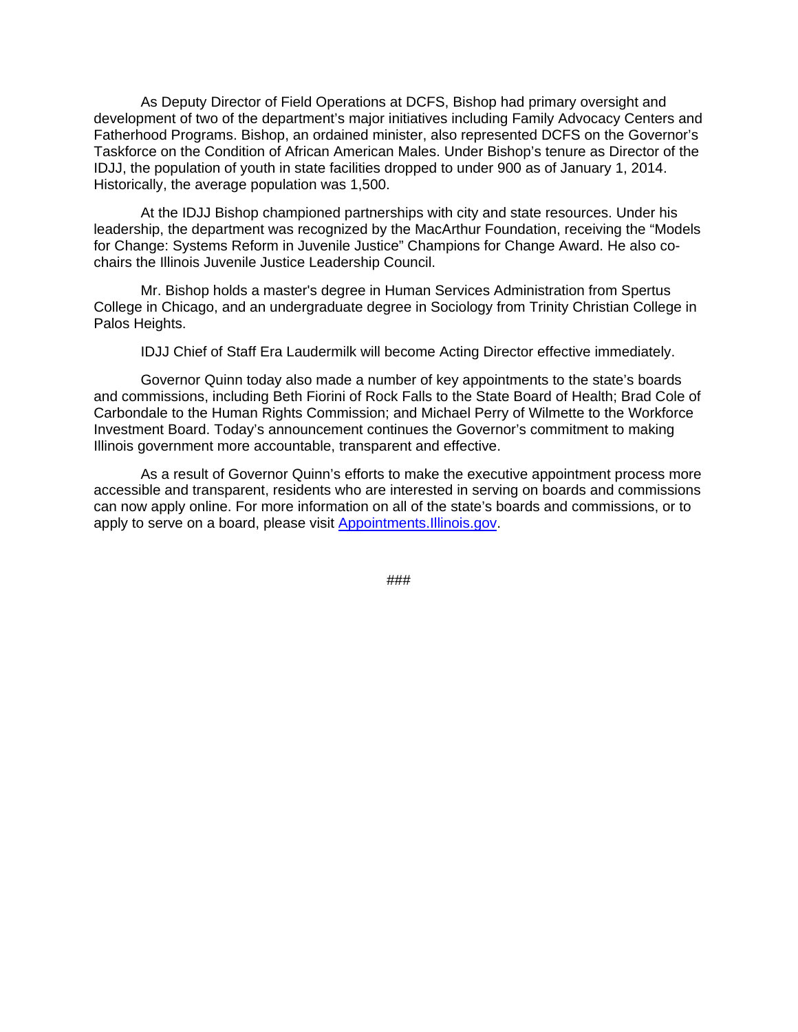As Deputy Director of Field Operations at DCFS, Bishop had primary oversight and development of two of the department's major initiatives including Family Advocacy Centers and Fatherhood Programs. Bishop, an ordained minister, also represented DCFS on the Governor's Taskforce on the Condition of African American Males. Under Bishop's tenure as Director of the IDJJ, the population of youth in state facilities dropped to under 900 as of January 1, 2014. Historically, the average population was 1,500.

At the IDJJ Bishop championed partnerships with city and state resources. Under his leadership, the department was recognized by the MacArthur Foundation, receiving the "Models for Change: Systems Reform in Juvenile Justice" Champions for Change Award. He also co-chairs the Illinois Juvenile Justice Leadership Council.

Mr. Bishop holds a master's degree in Human Services Administration from Spertus College in Chicago, and an undergraduate degree in Sociology from Trinity Christian College in Palos Heights.

IDJJ Chief of Staff Era Laudermilk will become Acting Director effective immediately.

Governor Quinn today also made a number of key appointments to the state's boards and commissions, including Beth Fiorini of Rock Falls to the State Board of Health; Brad Cole of Carbondale to the Human Rights Commission; and Michael Perry of Wilmette to the Workforce Investment Board. Today's announcement continues the Governor's commitment to making Illinois government more accountable, transparent and effective.

As a result of Governor Quinn's efforts to make the executive appointment process more accessible and transparent, residents who are interested in serving on boards and commissions can now apply online. For more information on all of the state's boards and commissions, or to apply to serve on a board, please visit Appointments.Illinois.gov.

###